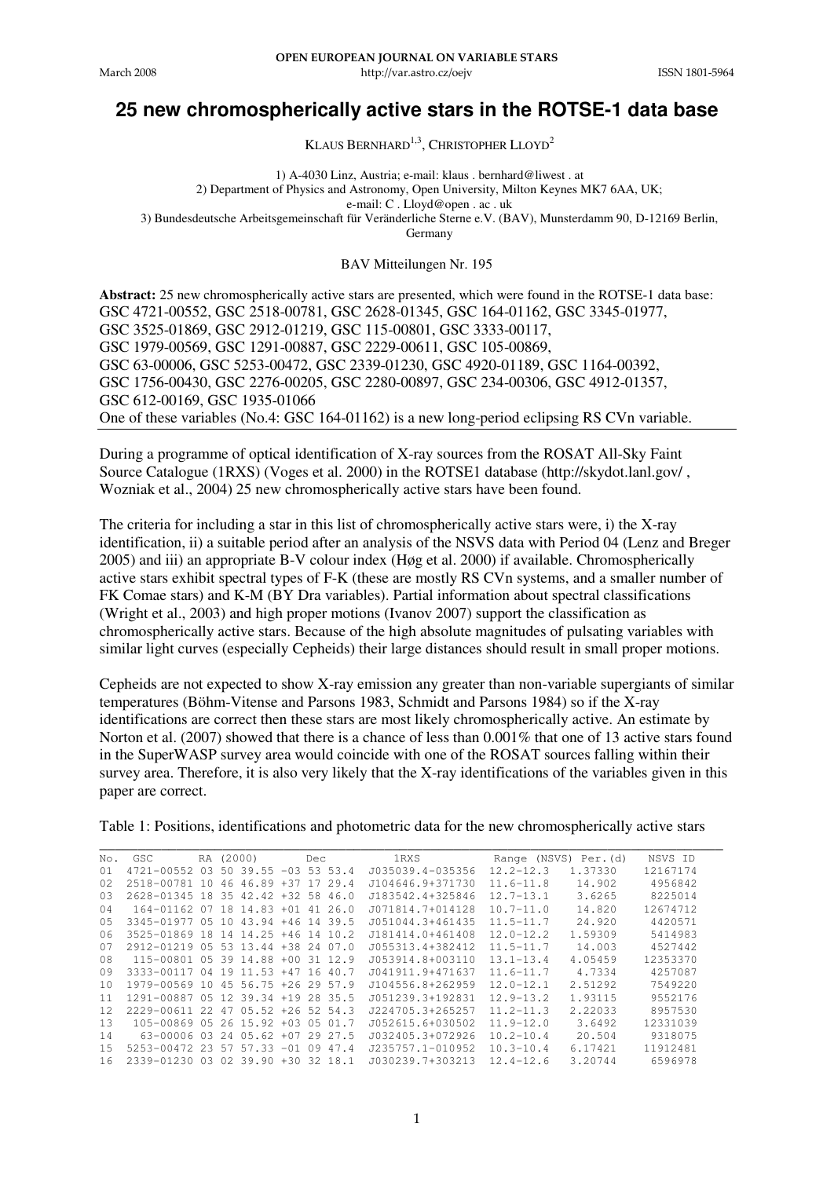**OPEN EUROPEAN JOURNAL ON VARIABLE STARS**

March 2008 http://var.astro.cz/oejv ISSN 1801-5964

# 25 new chromospherically active stars in the ROTSE-1 data base

KLAUS BERNHARD[1,3], CHRISTOPHER LLOYD[2]

1) A-4030 Linz, Austria; e-mail: klaus . bernhard@liwest . at
2) Department of Physics and Astronomy, Open University, Milton Keynes MK7 6AA, UK; e-mail: C . Lloyd@open . ac . uk
3) Bundesdeutsche Arbeitsgemeinschaft für Veränderliche Sterne e.V. (BAV), Munsterdamm 90, D-12169 Berlin, Germany

BAV Mitteilungen Nr. 195

**Abstract:** 25 new chromospherically active stars are presented, which were found in the ROTSE-1 data base: GSC 4721-00552, GSC 2518-00781, GSC 2628-01345, GSC 164-01162, GSC 3345-01977, GSC 3525-01869, GSC 2912-01219, GSC 115-00801, GSC 3333-00117, GSC 1979-00569, GSC 1291-00887, GSC 2229-00611, GSC 105-00869, GSC 63-00006, GSC 5253-00472, GSC 2339-01230, GSC 4920-01189, GSC 1164-00392, GSC 1756-00430, GSC 2276-00205, GSC 2280-00897, GSC 234-00306, GSC 4912-01357, GSC 612-00169, GSC 1935-01066
One of these variables (No.4: GSC 164-01162) is a new long-period eclipsing RS CVn variable.

During a programme of optical identification of X-ray sources from the ROSAT All-Sky Faint Source Catalogue (1RXS) (Voges et al. 2000) in the ROTSE1 database (http://skydot.lanl.gov/ , Wozniak et al., 2004) 25 new chromospherically active stars have been found.

The criteria for including a star in this list of chromospherically active stars were, i) the X-ray identification, ii) a suitable period after an analysis of the NSVS data with Period 04 (Lenz and Breger 2005) and iii) an appropriate B-V colour index (Høg et al. 2000) if available. Chromospherically active stars exhibit spectral types of F-K (these are mostly RS CVn systems, and a smaller number of FK Comae stars) and K-M (BY Dra variables). Partial information about spectral classifications (Wright et al., 2003) and high proper motions (Ivanov 2007) support the classification as chromospherically active stars. Because of the high absolute magnitudes of pulsating variables with similar light curves (especially Cepheids) their large distances should result in small proper motions.

Cepheids are not expected to show X-ray emission any greater than non-variable supergiants of similar temperatures (Böhm-Vitense and Parsons 1983, Schmidt and Parsons 1984) so if the X-ray identifications are correct then these stars are most likely chromospherically active. An estimate by Norton et al. (2007) showed that there is a chance of less than 0.001% that one of 13 active stars found in the SuperWASP survey area would coincide with one of the ROSAT sources falling within their survey area. Therefore, it is also very likely that the X-ray identifications of the variables given in this paper are correct.

Table 1: Positions, identifications and photometric data for the new chromospherically active stars

| No. | GSC | RA (2000) | Dec | 1RXS | Range (NSVS) | Per.(d) | NSVS ID |
|---|---|---|---|---|---|---|---|
| 01 | 4721-00552 | 03 50 39.55 | -03 53 53.4 | J035039.4-035356 | 12.2-12.3 | 1.37330 | 12167174 |
| 02 | 2518-00781 | 10 46 46.89 | +37 17 29.4 | J104646.9+371730 | 11.6-11.8 | 14.902 | 4956842 |
| 03 | 2628-01345 | 18 35 42.42 | +32 58 46.0 | J183542.4+325846 | 12.7-13.1 | 3.6265 | 8225014 |
| 04 | 164-01162 | 07 18 14.83 | +01 41 26.0 | J071814.7+014128 | 10.7-11.0 | 14.820 | 12674712 |
| 05 | 3345-01977 | 05 10 43.94 | +46 14 39.5 | J051044.3+461435 | 11.5-11.7 | 24.920 | 4420571 |
| 06 | 3525-01869 | 18 14 14.25 | +46 14 10.2 | J181414.0+461408 | 12.0-12.2 | 1.59309 | 5414983 |
| 07 | 2912-01219 | 05 53 13.44 | +38 24 07.0 | J055313.4+382412 | 11.5-11.7 | 14.003 | 4527442 |
| 08 | 115-00801 | 05 39 14.88 | +00 31 12.9 | J053914.8+003110 | 13.1-13.4 | 4.05459 | 12353370 |
| 09 | 3333-00117 | 04 19 11.53 | +47 16 40.7 | J041911.9+471637 | 11.6-11.7 | 4.7334 | 4257087 |
| 10 | 1979-00569 | 10 45 56.75 | +26 29 57.9 | J104556.8+262959 | 12.0-12.1 | 2.51292 | 7549220 |
| 11 | 1291-00887 | 05 12 39.34 | +19 28 35.5 | J051239.3+192831 | 12.9-13.2 | 1.93115 | 9552176 |
| 12 | 2229-00611 | 22 47 05.52 | +26 52 54.3 | J224705.3+265257 | 11.2-11.3 | 2.22033 | 8957530 |
| 13 | 105-00869 | 05 26 15.92 | +03 05 01.7 | J052615.6+030502 | 11.9-12.0 | 3.6492 | 12331039 |
| 14 | 63-00006 | 03 24 05.62 | +07 29 27.5 | J032405.3+072926 | 10.2-10.4 | 20.504 | 9318075 |
| 15 | 5253-00472 | 23 57 57.33 | -01 09 47.4 | J235757.1-010952 | 10.3-10.4 | 6.17421 | 11912481 |
| 16 | 2339-01230 | 03 02 39.90 | +30 32 18.1 | J030239.7+303213 | 12.4-12.6 | 3.20744 | 6596978 |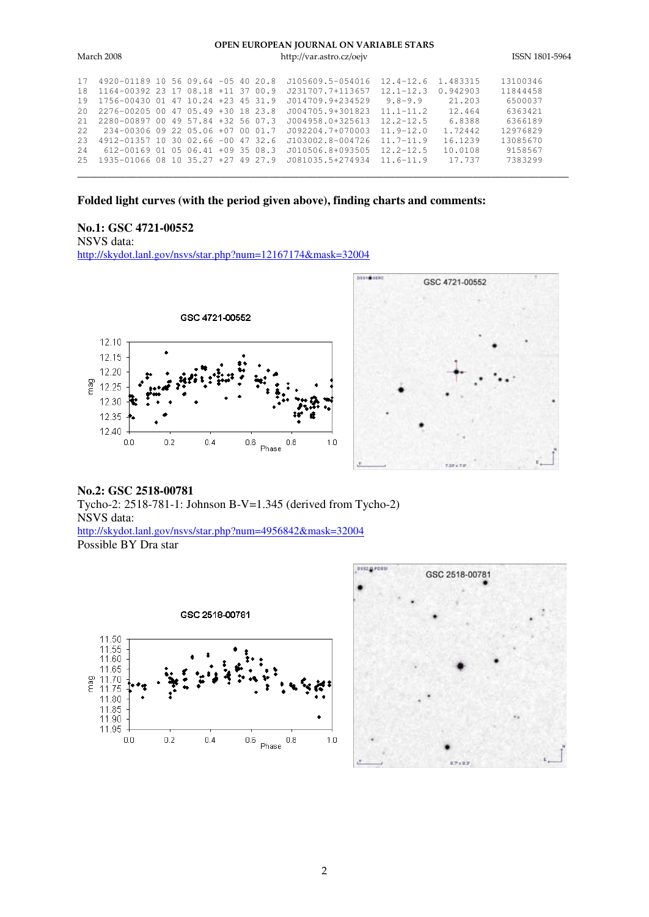| | | | | | | |
|---|---|---|---|---|---|---|
| 17 | 4920-01189 | 10 56 09.64 -05 40 20.8 | J105609.5-054016 | 12.4-12.6 | 1.483315 | 13100346 |
| 18 | 1164-00392 | 23 17 08.18 +11 37 00.9 | J231707.7+113657 | 12.1-12.3 | 0.942903 | 11844458 |
| 19 | 1756-00430 | 01 47 10.24 +23 45 31.9 | J014709.9+234529 | 9.8-9.9 | 21.203 | 6500037 |
| 20 | 2276-00205 | 00 47 05.49 +30 18 23.8 | J004705.9+301823 | 11.1-11.2 | 12.464 | 6363421 |
| 21 | 2280-00897 | 00 49 57.84 +32 56 07.3 | J004958.0+325613 | 12.2-12.5 | 6.8388 | 6366189 |
| 22 | 234-00306 | 09 22 05.06 +07 00 01.7 | J092204.7+070003 | 11.9-12.0 | 1.72442 | 12976829 |
| 23 | 4912-01357 | 10 30 02.66 -00 47 32.6 | J103002.8-004726 | 11.7-11.9 | 16.1239 | 13085670 |
| 24 | 612-00169 | 01 05 06.41 +09 35 08.3 | J010506.8+093505 | 12.2-12.5 | 10.0108 | 9158567 |
| 25 | 1935-01066 | 08 10 35.27 +27 49 27.9 | J081035.5+274934 | 11.6-11.9 | 17.737 | 7383299 |

### Folded light curves (with the period given above), finding charts and comments:

**No.1: GSC 4721-00552**
NSVS data:
http://skydot.lanl.gov/nsvs/star.php?num=12167174&mask=32004

**No.2: GSC 2518-00781**
Tycho-2: 2518-781-1: Johnson B-V=1.345 (derived from Tycho-2)
NSVS data:
http://skydot.lanl.gov/nsvs/star.php?num=4956842&mask=32004
Possible BY Dra star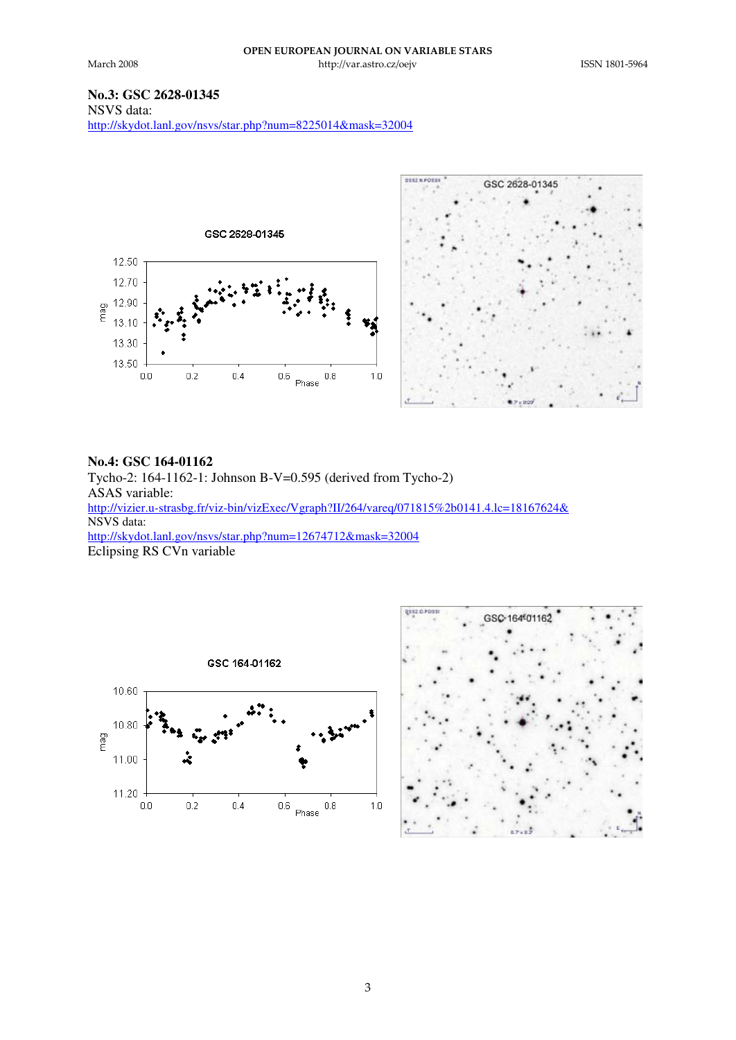**No.3: GSC 2628-01345**
NSVS data:
http://skydot.lanl.gov/nsvs/star.php?num=8225014&mask=32004

**No.4: GSC 164-01162**
Tycho-2: 164-1162-1: Johnson B-V=0.595 (derived from Tycho-2)
ASAS variable:
http://vizier.u-strasbg.fr/viz-bin/vizExec/Vgraph?II/264/vareq/071815%2b0141.4.lc=18167624&
NSVS data:
http://skydot.lanl.gov/nsvs/star.php?num=12674712&mask=32004
Eclipsing RS CVn variable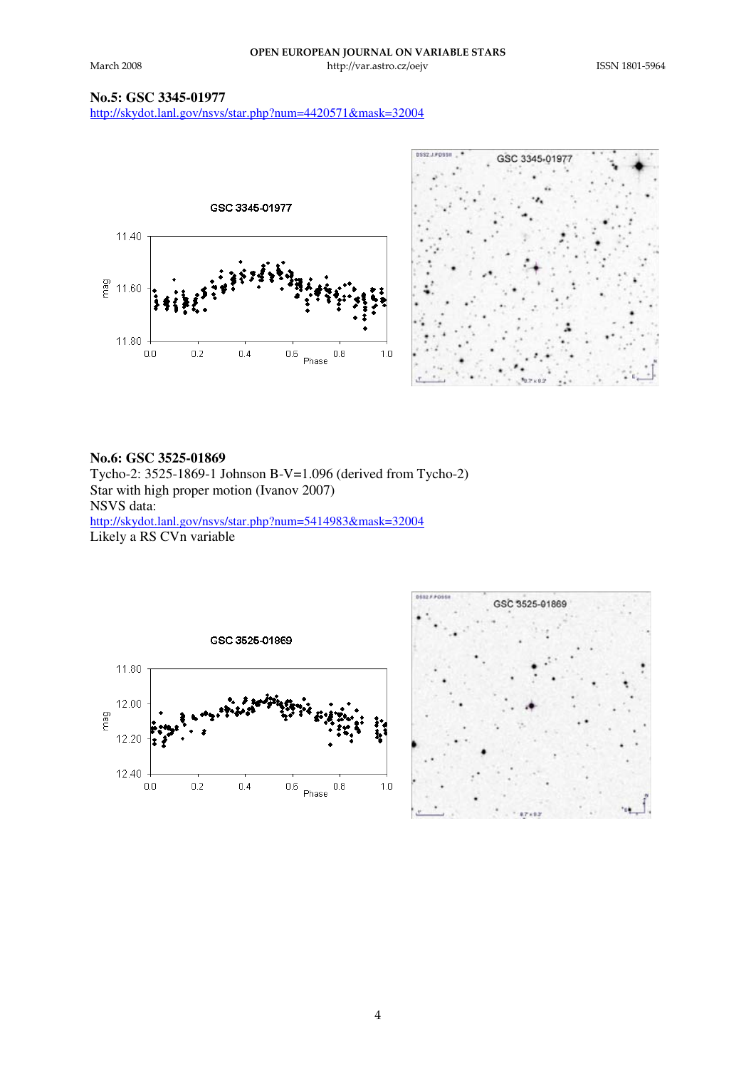## No.5: GSC 3345-01977

http://skydot.lanl.gov/nsvs/star.php?num=4420571&mask=32004

## No.6: GSC 3525-01869

Tycho-2: 3525-1869-1 Johnson B-V=1.096 (derived from Tycho-2)
Star with high proper motion (Ivanov 2007)
NSVS data:
http://skydot.lanl.gov/nsvs/star.php?num=5414983&mask=32004
Likely a RS CVn variable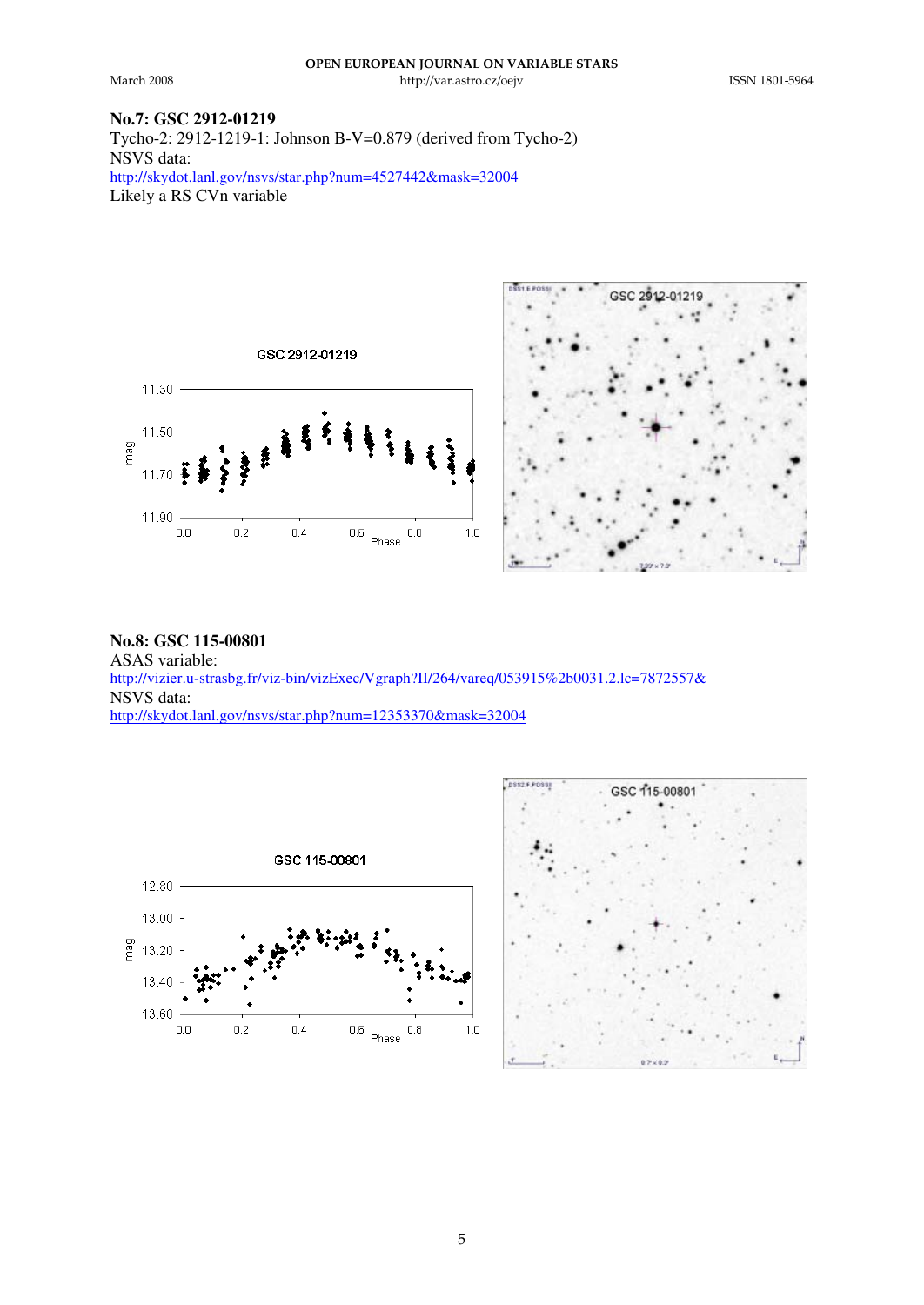**No.7: GSC 2912-01219**

Tycho-2: 2912-1219-1: Johnson B-V=0.879 (derived from Tycho-2)

NSVS data:

http://skydot.lanl.gov/nsvs/star.php?num=4527442&mask=32004

Likely a RS CVn variable

**No.8: GSC 115-00801**

ASAS variable:

http://vizier.u-strasbg.fr/viz-bin/vizExec/Vgraph?II/264/vareq/053915%2b0031.2.lc=7872557&

NSVS data:

http://skydot.lanl.gov/nsvs/star.php?num=12353370&mask=32004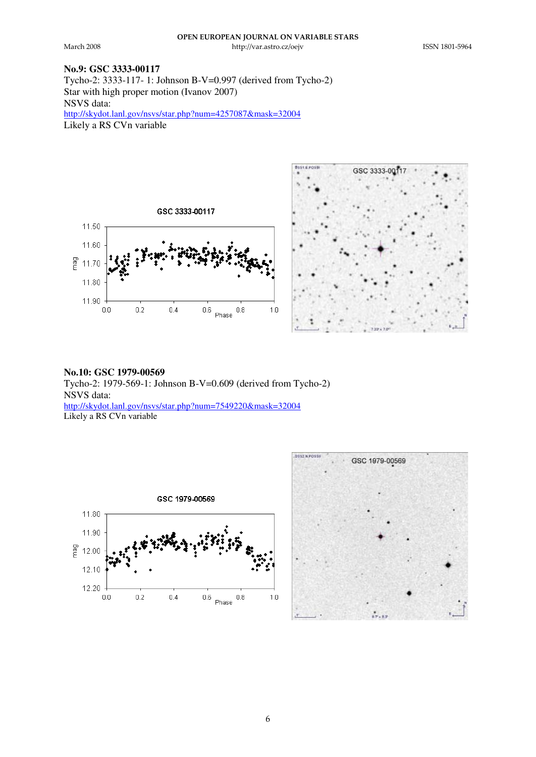**No.9: GSC 3333-00117**
Tycho-2: 3333-117- 1: Johnson B-V=0.997 (derived from Tycho-2)
Star with high proper motion (Ivanov 2007)
NSVS data:
http://skydot.lanl.gov/nsvs/star.php?num=4257087&mask=32004
Likely a RS CVn variable

**No.10: GSC 1979-00569**
Tycho-2: 1979-569-1: Johnson B-V=0.609 (derived from Tycho-2)
NSVS data:
http://skydot.lanl.gov/nsvs/star.php?num=7549220&mask=32004
Likely a RS CVn variable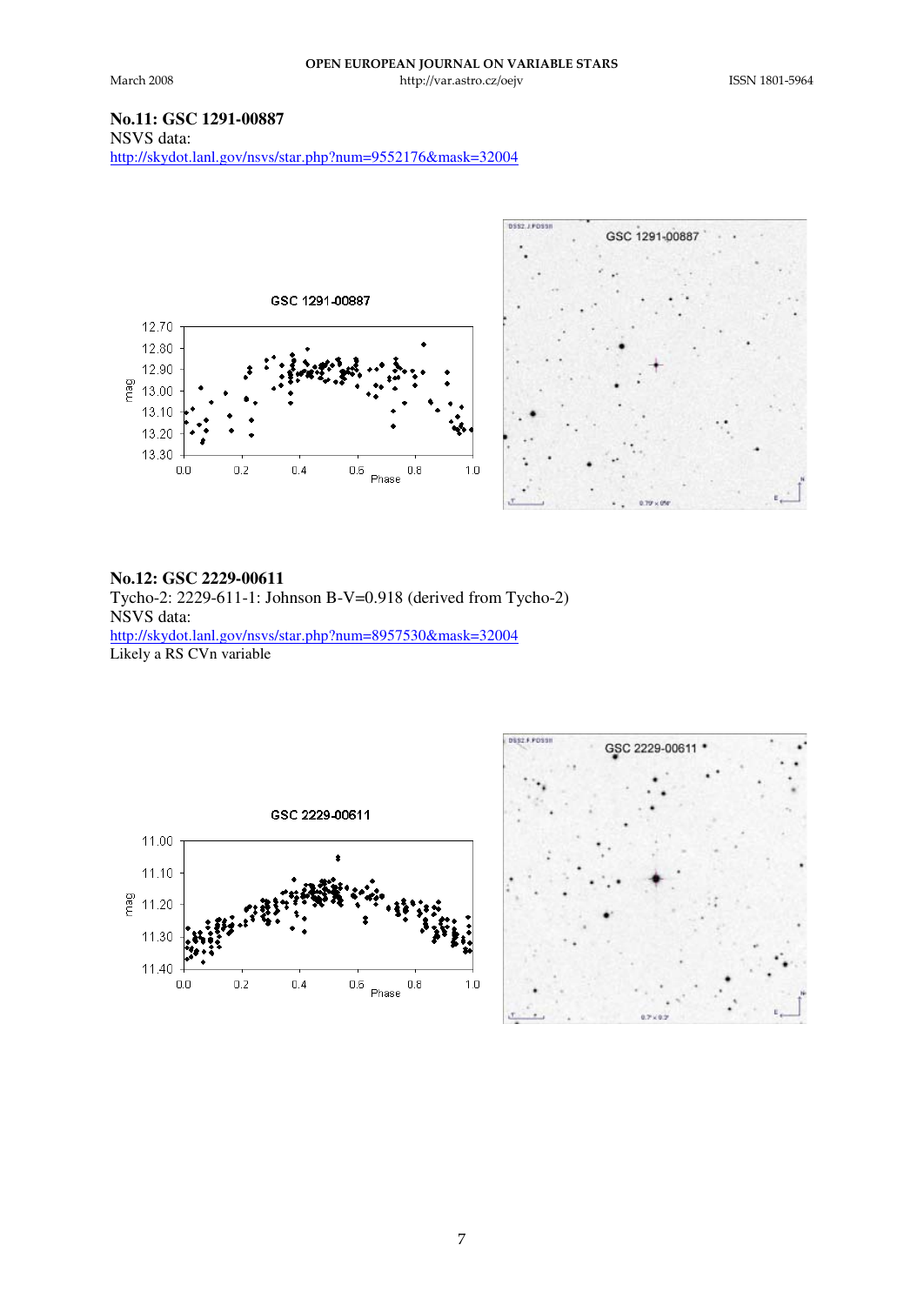### No.11: GSC 1291-00887

NSVS data:
http://skydot.lanl.gov/nsvs/star.php?num=9552176&mask=32004

### No.12: GSC 2229-00611

Tycho-2: 2229-611-1: Johnson B-V=0.918 (derived from Tycho-2)
NSVS data:
http://skydot.lanl.gov/nsvs/star.php?num=8957530&mask=32004
Likely a RS CVn variable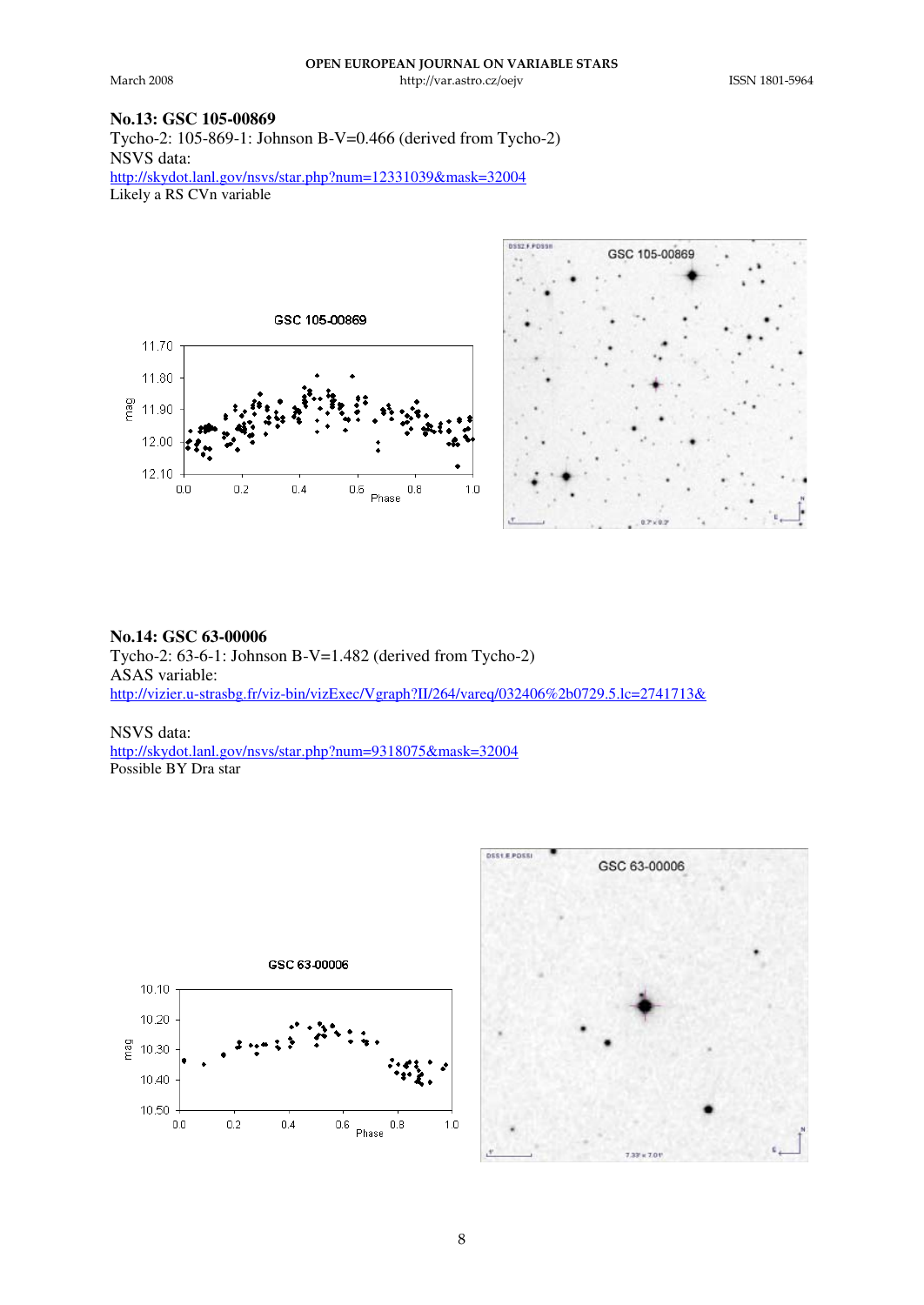## No.13: GSC 105-00869

Tycho-2: 105-869-1: Johnson B-V=0.466 (derived from Tycho-2)
NSVS data:
http://skydot.lanl.gov/nsvs/star.php?num=12331039&mask=32004
Likely a RS CVn variable

## No.14: GSC 63-00006

Tycho-2: 63-6-1: Johnson B-V=1.482 (derived from Tycho-2)
ASAS variable:
http://vizier.u-strasbg.fr/viz-bin/vizExec/Vgraph?II/264/vareq/032406%2b0729.5.lc=2741713&

NSVS data:
http://skydot.lanl.gov/nsvs/star.php?num=9318075&mask=32004
Possible BY Dra star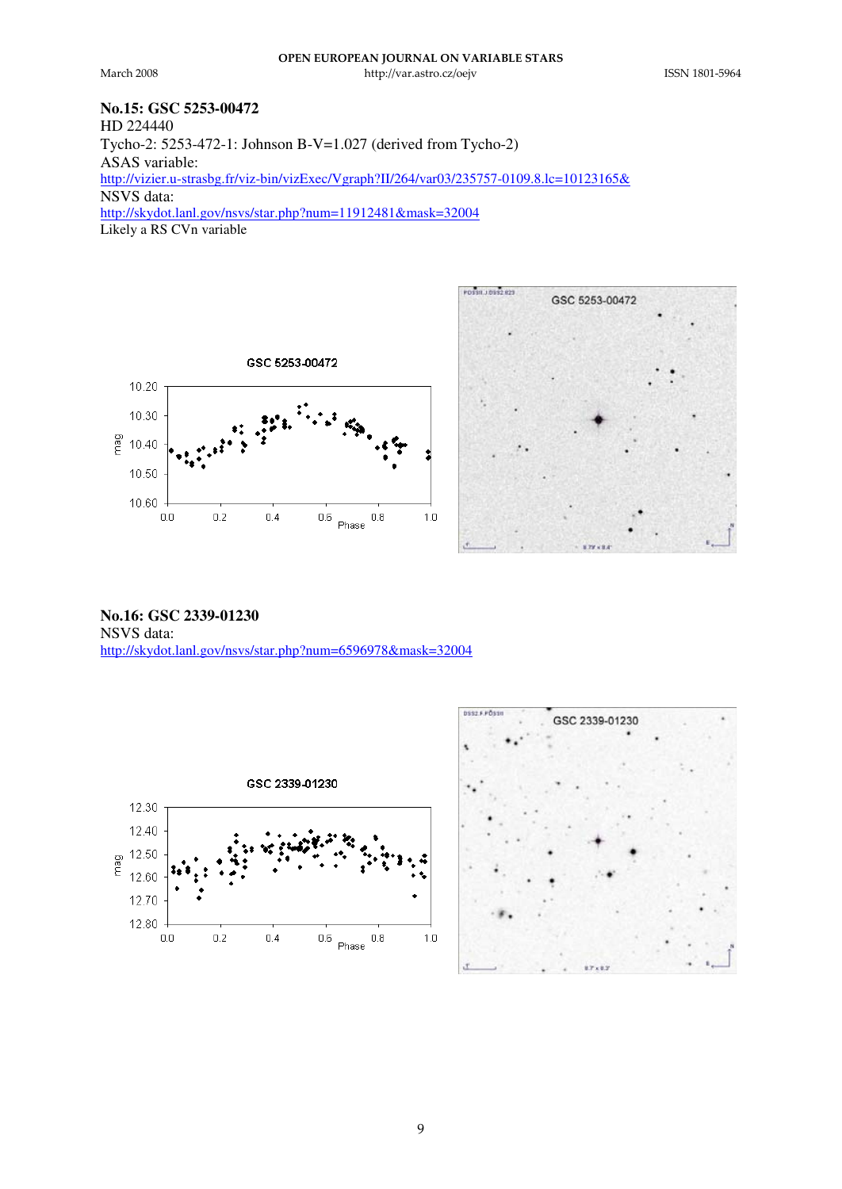**No.15: GSC 5253-00472**
HD 224440
Tycho-2: 5253-472-1: Johnson B-V=1.027 (derived from Tycho-2)
ASAS variable:
http://vizier.u-strasbg.fr/viz-bin/vizExec/Vgraph?II/264/var03/235757-0109.8.lc=10123165&
NSVS data:
http://skydot.lanl.gov/nsvs/star.php?num=11912481&mask=32004
Likely a RS CVn variable

**No.16: GSC 2339-01230**
NSVS data:
http://skydot.lanl.gov/nsvs/star.php?num=6596978&mask=32004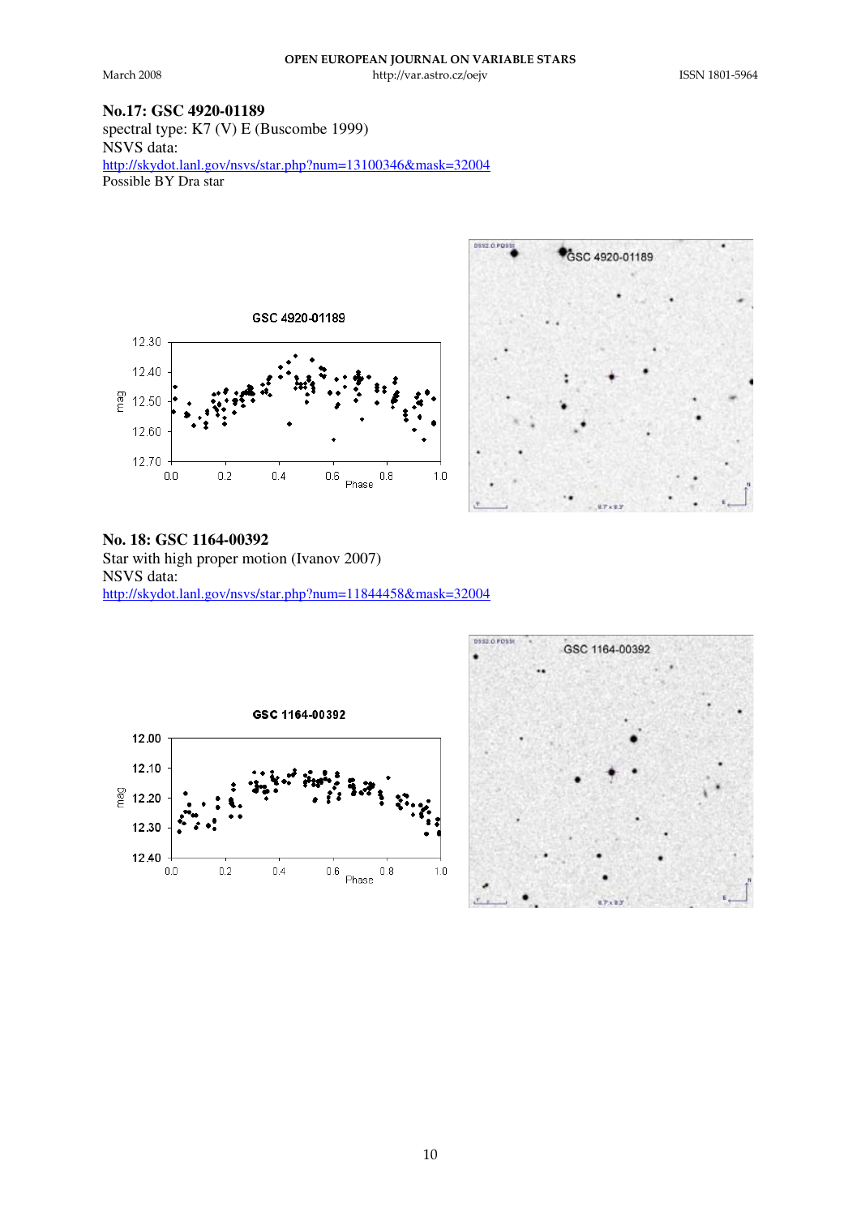## No.17: GSC 4920-01189

spectral type: K7 (V) E (Buscombe 1999)
NSVS data:
http://skydot.lanl.gov/nsvs/star.php?num=13100346&mask=32004
Possible BY Dra star

## No. 18: GSC 1164-00392

Star with high proper motion (Ivanov 2007)
NSVS data:
http://skydot.lanl.gov/nsvs/star.php?num=11844458&mask=32004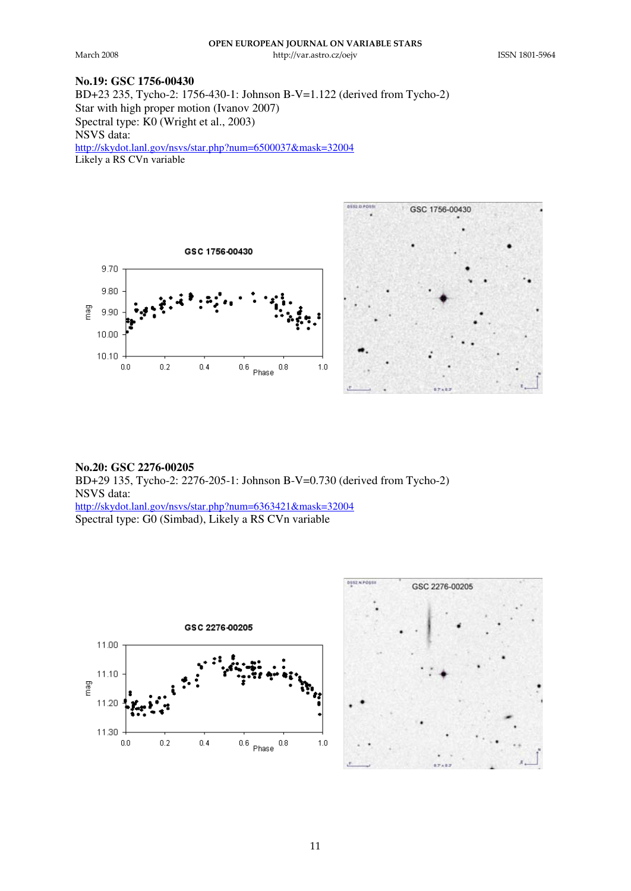**No.19: GSC 1756-00430**

BD+23 235, Tycho-2: 1756-430-1: Johnson B-V=1.122 (derived from Tycho-2)
Star with high proper motion (Ivanov 2007)
Spectral type: K0 (Wright et al., 2003)
NSVS data:
http://skydot.lanl.gov/nsvs/star.php?num=6500037&mask=32004
Likely a RS CVn variable

**No.20: GSC 2276-00205**

BD+29 135, Tycho-2: 2276-205-1: Johnson B-V=0.730 (derived from Tycho-2)
NSVS data:
http://skydot.lanl.gov/nsvs/star.php?num=6363421&mask=32004
Spectral type: G0 (Simbad), Likely a RS CVn variable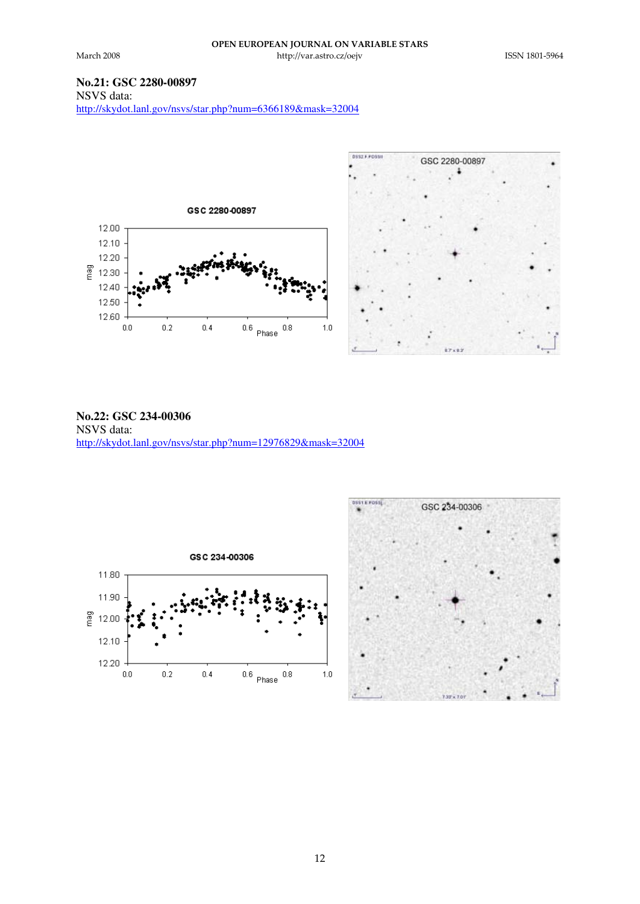**No.21: GSC 2280-00897**
NSVS data:
http://skydot.lanl.gov/nsvs/star.php?num=6366189&mask=32004

**No.22: GSC 234-00306**
NSVS data:
http://skydot.lanl.gov/nsvs/star.php?num=12976829&mask=32004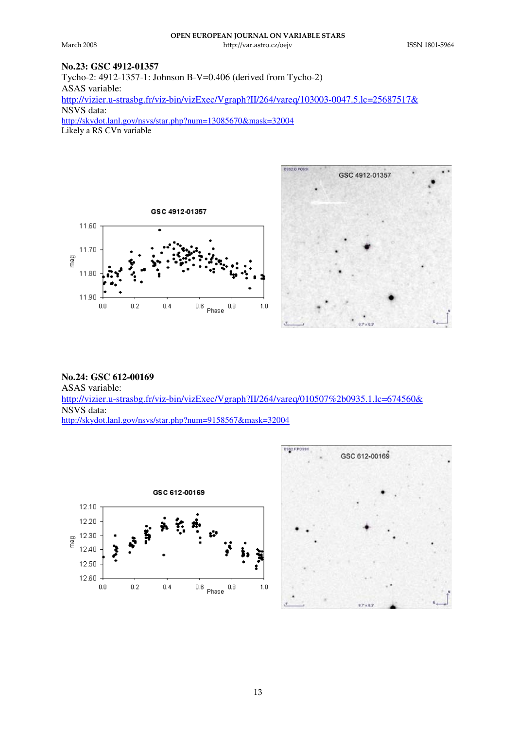## No.23: GSC 4912-01357

Tycho-2: 4912-1357-1: Johnson B-V=0.406 (derived from Tycho-2)

ASAS variable:

http://vizier.u-strasbg.fr/viz-bin/vizExec/Vgraph?II/264/vareq/103003-0047.5.lc=25687517&

NSVS data:

http://skydot.lanl.gov/nsvs/star.php?num=13085670&mask=32004

Likely a RS CVn variable

## No.24: GSC 612-00169

ASAS variable:

http://vizier.u-strasbg.fr/viz-bin/vizExec/Vgraph?II/264/vareq/010507%2b0935.1.lc=674560&

NSVS data:

http://skydot.lanl.gov/nsvs/star.php?num=9158567&mask=32004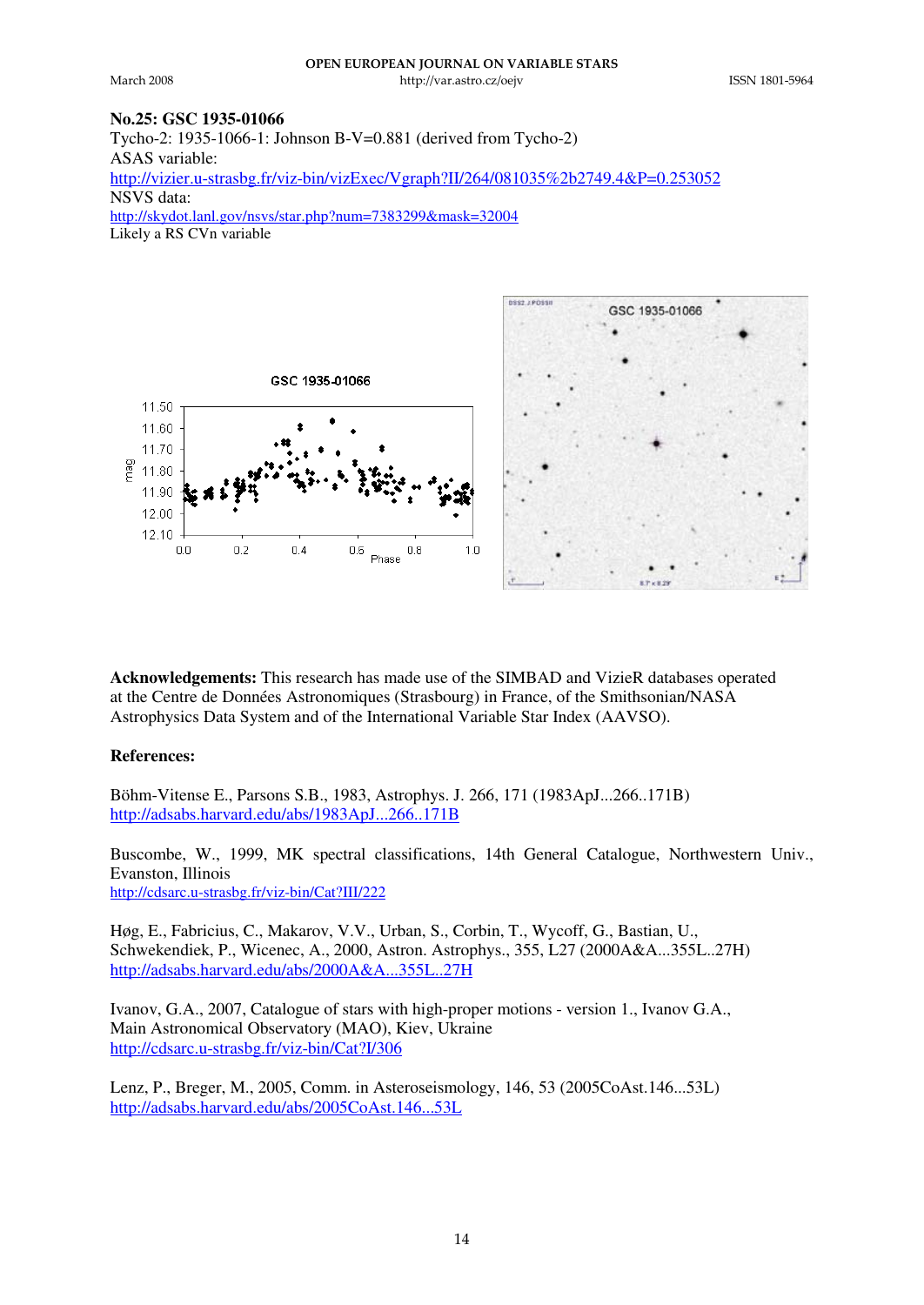**No.25: GSC 1935-01066**
Tycho-2: 1935-1066-1: Johnson B-V=0.881 (derived from Tycho-2)
ASAS variable:
http://vizier.u-strasbg.fr/viz-bin/vizExec/Vgraph?II/264/081035%2b2749.4&P=0.253052
NSVS data:
http://skydot.lanl.gov/nsvs/star.php?num=7383299&mask=32004
Likely a RS CVn variable

**Acknowledgements:** This research has made use of the SIMBAD and VizieR databases operated at the Centre de Données Astronomiques (Strasbourg) in France, of the Smithsonian/NASA Astrophysics Data System and of the International Variable Star Index (AAVSO).

**References:**

Böhm-Vitense E., Parsons S.B., 1983, Astrophys. J. 266, 171 (1983ApJ...266..171B)
http://adsabs.harvard.edu/abs/1983ApJ...266..171B

Buscombe, W., 1999, MK spectral classifications, 14th General Catalogue, Northwestern Univ., Evanston, Illinois
http://cdsarc.u-strasbg.fr/viz-bin/Cat?III/222

Høg, E., Fabricius, C., Makarov, V.V., Urban, S., Corbin, T., Wycoff, G., Bastian, U., Schwekendiek, P., Wicenec, A., 2000, Astron. Astrophys., 355, L27 (2000A&A...355L..27H)
http://adsabs.harvard.edu/abs/2000A&A...355L..27H

Ivanov, G.A., 2007, Catalogue of stars with high-proper motions - version 1., Ivanov G.A., Main Astronomical Observatory (MAO), Kiev, Ukraine
http://cdsarc.u-strasbg.fr/viz-bin/Cat?I/306

Lenz, P., Breger, M., 2005, Comm. in Asteroseismology, 146, 53 (2005CoAst.146...53L)
http://adsabs.harvard.edu/abs/2005CoAst.146...53L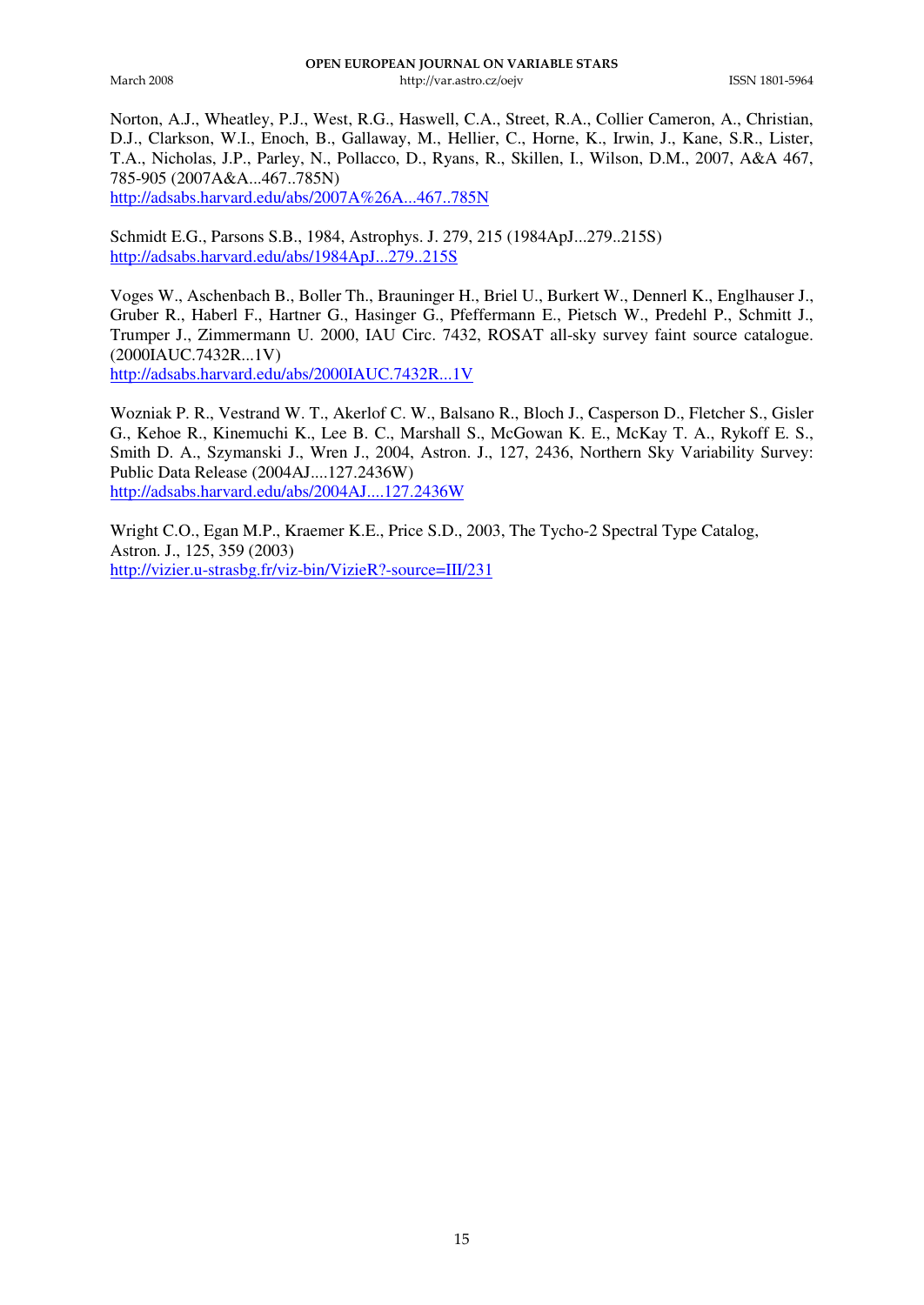Norton, A.J., Wheatley, P.J., West, R.G., Haswell, C.A., Street, R.A., Collier Cameron, A., Christian, D.J., Clarkson, W.I., Enoch, B., Gallaway, M., Hellier, C., Horne, K., Irwin, J., Kane, S.R., Lister, T.A., Nicholas, J.P., Parley, N., Pollacco, D., Ryans, R., Skillen, I., Wilson, D.M., 2007, A&A 467, 785-905 (2007A&A...467..785N)
http://adsabs.harvard.edu/abs/2007A%26A...467..785N

Schmidt E.G., Parsons S.B., 1984, Astrophys. J. 279, 215 (1984ApJ...279..215S)
http://adsabs.harvard.edu/abs/1984ApJ...279..215S

Voges W., Aschenbach B., Boller Th., Brauninger H., Briel U., Burkert W., Dennerl K., Englhauser J., Gruber R., Haberl F., Hartner G., Hasinger G., Pfeffermann E., Pietsch W., Predehl P., Schmitt J., Trumper J., Zimmermann U. 2000, IAU Circ. 7432, ROSAT all-sky survey faint source catalogue. (2000IAUC.7432R...1V)
http://adsabs.harvard.edu/abs/2000IAUC.7432R...1V

Wozniak P. R., Vestrand W. T., Akerlof C. W., Balsano R., Bloch J., Casperson D., Fletcher S., Gisler G., Kehoe R., Kinemuchi K., Lee B. C., Marshall S., McGowan K. E., McKay T. A., Rykoff E. S., Smith D. A., Szymanski J., Wren J., 2004, Astron. J., 127, 2436, Northern Sky Variability Survey: Public Data Release (2004AJ....127.2436W)
http://adsabs.harvard.edu/abs/2004AJ....127.2436W

Wright C.O., Egan M.P., Kraemer K.E., Price S.D., 2003, The Tycho-2 Spectral Type Catalog, Astron. J., 125, 359 (2003)
http://vizier.u-strasbg.fr/viz-bin/VizieR?-source=III/231